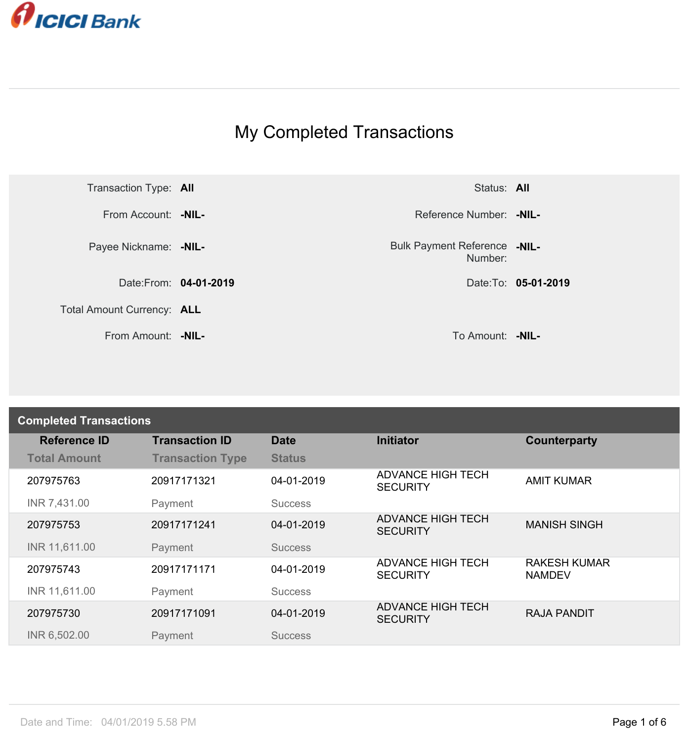ICICI Bank

# My Completed Transactions

| | | | |
|---|---|---|---|
| Transaction Type: | **All** | Status: | **All** |
| From Account: | **-NIL-** | Reference Number: | **-NIL-** |
| Payee Nickname: | **-NIL-** | Bulk Payment Reference Number: | **-NIL-** |
| Date:From: | **04-01-2019** | Date:To: | **05-01-2019** |
| Total Amount Currency: | **ALL** | | |
| From Amount: | **-NIL-** | To Amount: | **-NIL-** |

## Completed Transactions

| Reference ID / Total Amount | Transaction ID / Transaction Type | Date / Status | Initiator | Counterparty |
|---|---|---|---|---|
| 207975763<br>INR 7,431.00 | 20917171321<br>Payment | 04-01-2019<br>Success | ADVANCE HIGH TECH SECURITY | AMIT KUMAR |
| 207975753<br>INR 11,611.00 | 20917171241<br>Payment | 04-01-2019<br>Success | ADVANCE HIGH TECH SECURITY | MANISH SINGH |
| 207975743<br>INR 11,611.00 | 20917171171<br>Payment | 04-01-2019<br>Success | ADVANCE HIGH TECH SECURITY | RAKESH KUMAR NAMDEV |
| 207975730<br>INR 6,502.00 | 20917171091<br>Payment | 04-01-2019<br>Success | ADVANCE HIGH TECH SECURITY | RAJA PANDIT |

Date and Time: 04/01/2019 5.58 PM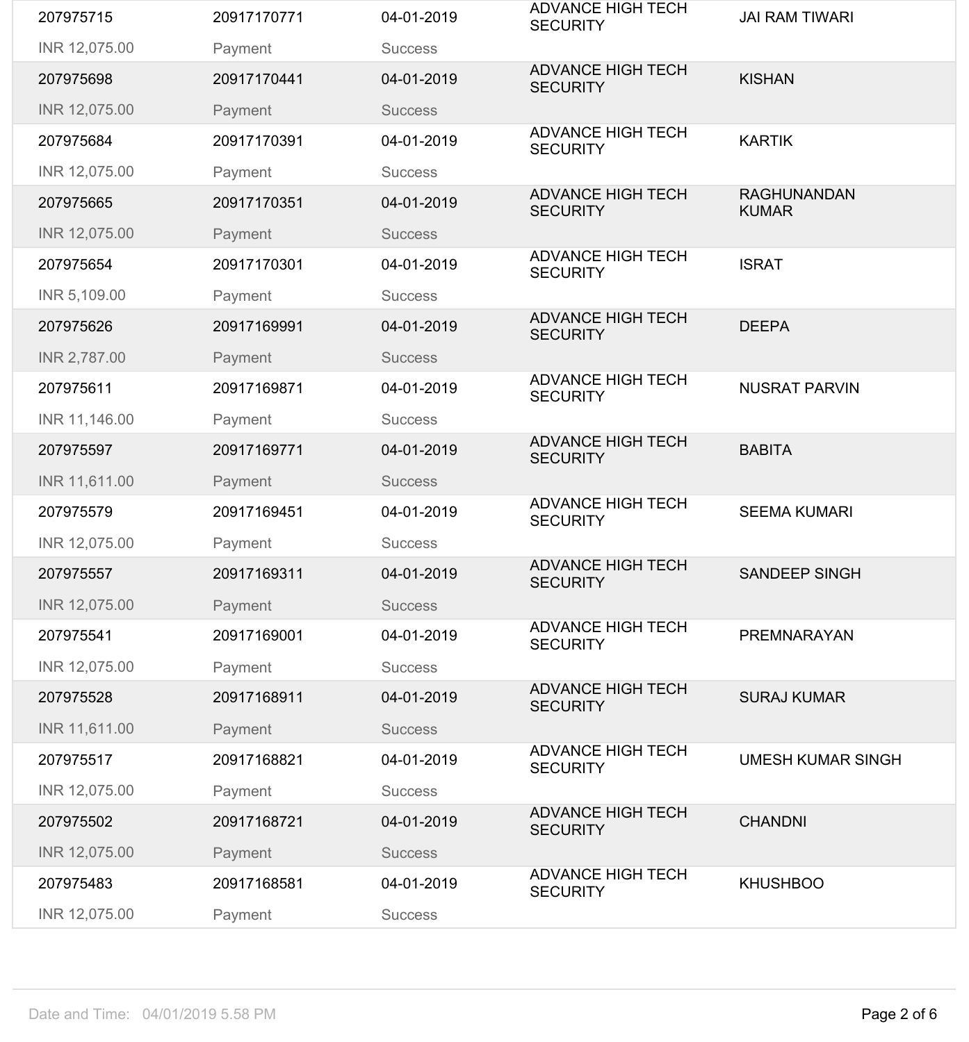| | | | | |
|---|---|---|---|---|
| 207975715<br>INR 12,075.00 | 20917170771<br>Payment | 04-01-2019<br>Success | ADVANCE HIGH TECH SECURITY | JAI RAM TIWARI |
| 207975698<br>INR 12,075.00 | 20917170441<br>Payment | 04-01-2019<br>Success | ADVANCE HIGH TECH SECURITY | KISHAN |
| 207975684<br>INR 12,075.00 | 20917170391<br>Payment | 04-01-2019<br>Success | ADVANCE HIGH TECH SECURITY | KARTIK |
| 207975665<br>INR 12,075.00 | 20917170351<br>Payment | 04-01-2019<br>Success | ADVANCE HIGH TECH SECURITY | RAGHUNANDAN KUMAR |
| 207975654<br>INR 5,109.00 | 20917170301<br>Payment | 04-01-2019<br>Success | ADVANCE HIGH TECH SECURITY | ISRAT |
| 207975626<br>INR 2,787.00 | 20917169991<br>Payment | 04-01-2019<br>Success | ADVANCE HIGH TECH SECURITY | DEEPA |
| 207975611<br>INR 11,146.00 | 20917169871<br>Payment | 04-01-2019<br>Success | ADVANCE HIGH TECH SECURITY | NUSRAT PARVIN |
| 207975597<br>INR 11,611.00 | 20917169771<br>Payment | 04-01-2019<br>Success | ADVANCE HIGH TECH SECURITY | BABITA |
| 207975579<br>INR 12,075.00 | 20917169451<br>Payment | 04-01-2019<br>Success | ADVANCE HIGH TECH SECURITY | SEEMA KUMARI |
| 207975557<br>INR 12,075.00 | 20917169311<br>Payment | 04-01-2019<br>Success | ADVANCE HIGH TECH SECURITY | SANDEEP SINGH |
| 207975541<br>INR 12,075.00 | 20917169001<br>Payment | 04-01-2019<br>Success | ADVANCE HIGH TECH SECURITY | PREMNARAYAN |
| 207975528<br>INR 11,611.00 | 20917168911<br>Payment | 04-01-2019<br>Success | ADVANCE HIGH TECH SECURITY | SURAJ KUMAR |
| 207975517<br>INR 12,075.00 | 20917168821<br>Payment | 04-01-2019<br>Success | ADVANCE HIGH TECH SECURITY | UMESH KUMAR SINGH |
| 207975502<br>INR 12,075.00 | 20917168721<br>Payment | 04-01-2019<br>Success | ADVANCE HIGH TECH SECURITY | CHANDNI |
| 207975483<br>INR 12,075.00 | 20917168581<br>Payment | 04-01-2019<br>Success | ADVANCE HIGH TECH SECURITY | KHUSHBOO |

Date and Time: 04/01/2019 5.58 PM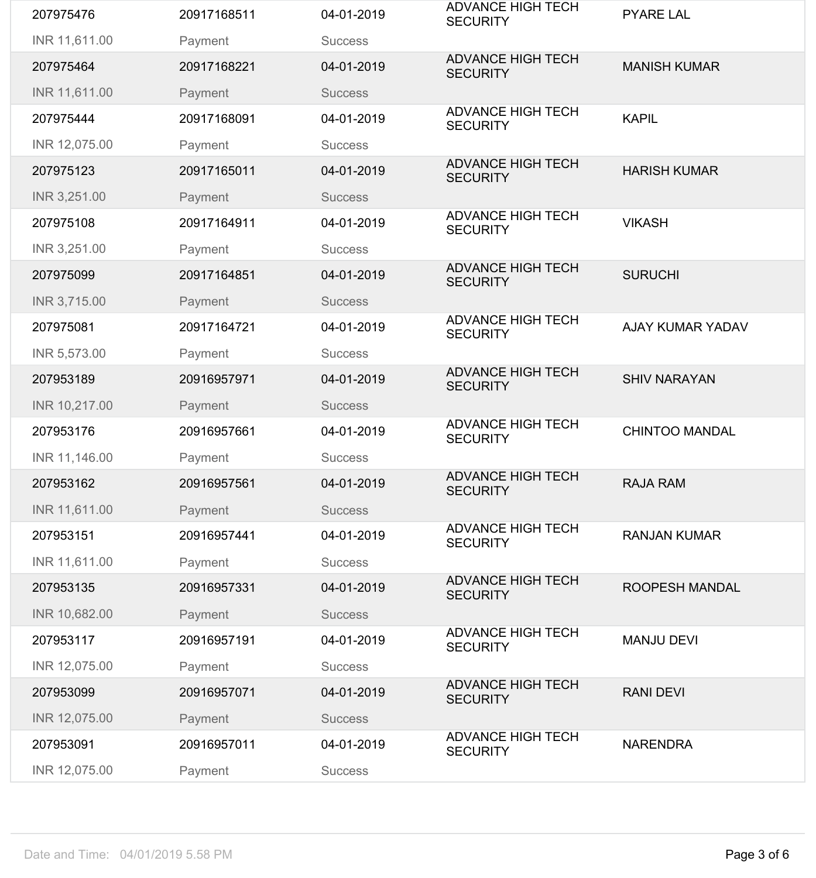| | | | | |
|---|---|---|---|---|
| 207975476<br>INR 11,611.00 | 20917168511<br>Payment | 04-01-2019<br>Success | ADVANCE HIGH TECH SECURITY | PYARE LAL |
| 207975464<br>INR 11,611.00 | 20917168221<br>Payment | 04-01-2019<br>Success | ADVANCE HIGH TECH SECURITY | MANISH KUMAR |
| 207975444<br>INR 12,075.00 | 20917168091<br>Payment | 04-01-2019<br>Success | ADVANCE HIGH TECH SECURITY | KAPIL |
| 207975123<br>INR 3,251.00 | 20917165011<br>Payment | 04-01-2019<br>Success | ADVANCE HIGH TECH SECURITY | HARISH KUMAR |
| 207975108<br>INR 3,251.00 | 20917164911<br>Payment | 04-01-2019<br>Success | ADVANCE HIGH TECH SECURITY | VIKASH |
| 207975099<br>INR 3,715.00 | 20917164851<br>Payment | 04-01-2019<br>Success | ADVANCE HIGH TECH SECURITY | SURUCHI |
| 207975081<br>INR 5,573.00 | 20917164721<br>Payment | 04-01-2019<br>Success | ADVANCE HIGH TECH SECURITY | AJAY KUMAR YADAV |
| 207953189<br>INR 10,217.00 | 20916957971<br>Payment | 04-01-2019<br>Success | ADVANCE HIGH TECH SECURITY | SHIV NARAYAN |
| 207953176<br>INR 11,146.00 | 20916957661<br>Payment | 04-01-2019<br>Success | ADVANCE HIGH TECH SECURITY | CHINTOO MANDAL |
| 207953162<br>INR 11,611.00 | 20916957561<br>Payment | 04-01-2019<br>Success | ADVANCE HIGH TECH SECURITY | RAJA RAM |
| 207953151<br>INR 11,611.00 | 20916957441<br>Payment | 04-01-2019<br>Success | ADVANCE HIGH TECH SECURITY | RANJAN KUMAR |
| 207953135<br>INR 10,682.00 | 20916957331<br>Payment | 04-01-2019<br>Success | ADVANCE HIGH TECH SECURITY | ROOPESH MANDAL |
| 207953117<br>INR 12,075.00 | 20916957191<br>Payment | 04-01-2019<br>Success | ADVANCE HIGH TECH SECURITY | MANJU DEVI |
| 207953099<br>INR 12,075.00 | 20916957071<br>Payment | 04-01-2019<br>Success | ADVANCE HIGH TECH SECURITY | RANI DEVI |
| 207953091<br>INR 12,075.00 | 20916957011<br>Payment | 04-01-2019<br>Success | ADVANCE HIGH TECH SECURITY | NARENDRA |

Date and Time: 04/01/2019 5.58 PM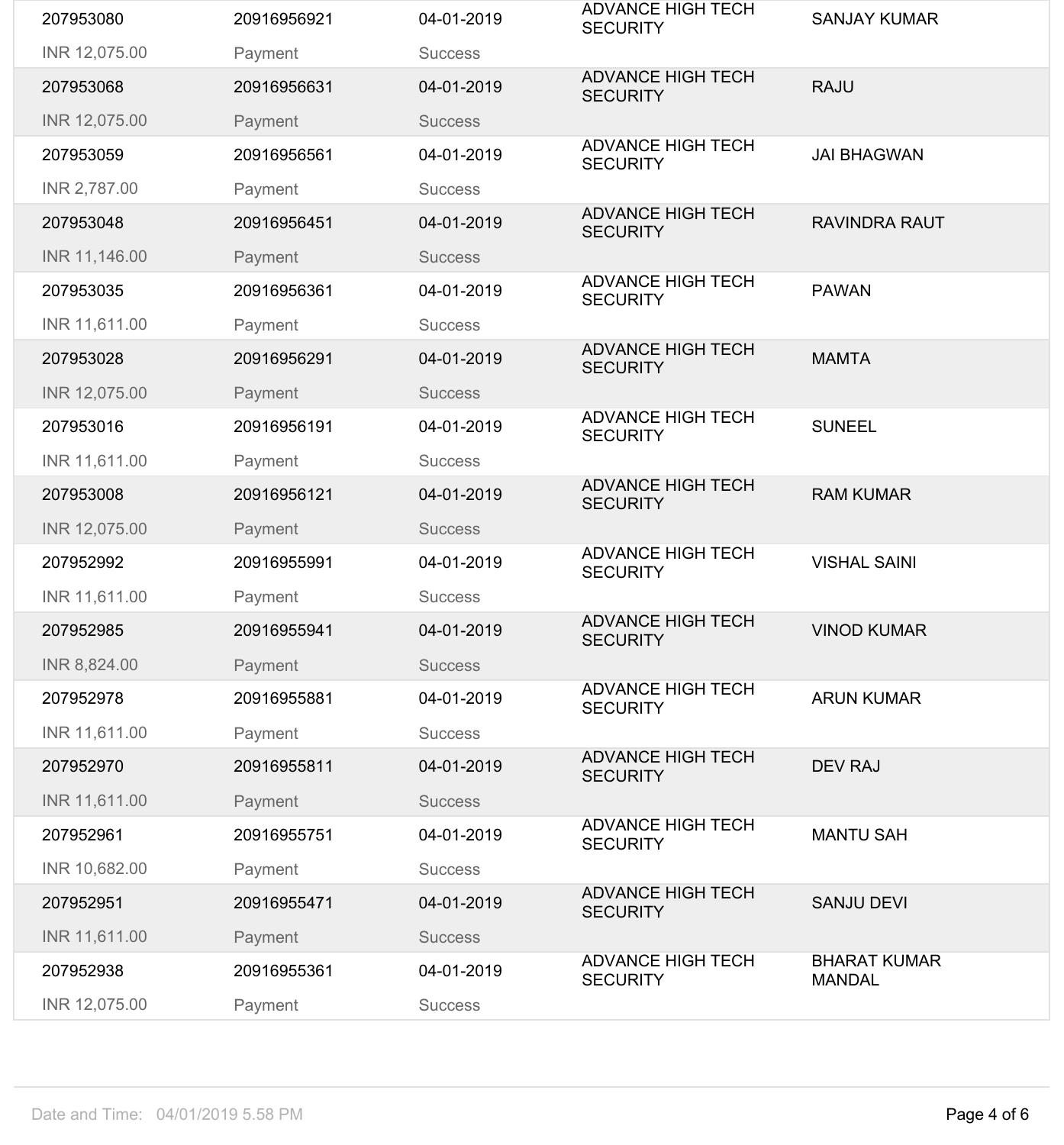| | | | | |
|---|---|---|---|---|
| 207953080 | 20916956921 | 04-01-2019 | ADVANCE HIGH TECH SECURITY | SANJAY KUMAR |
| INR 12,075.00 | Payment | Success | | |
| 207953068 | 20916956631 | 04-01-2019 | ADVANCE HIGH TECH SECURITY | RAJU |
| INR 12,075.00 | Payment | Success | | |
| 207953059 | 20916956561 | 04-01-2019 | ADVANCE HIGH TECH SECURITY | JAI BHAGWAN |
| INR 2,787.00 | Payment | Success | | |
| 207953048 | 20916956451 | 04-01-2019 | ADVANCE HIGH TECH SECURITY | RAVINDRA RAUT |
| INR 11,146.00 | Payment | Success | | |
| 207953035 | 20916956361 | 04-01-2019 | ADVANCE HIGH TECH SECURITY | PAWAN |
| INR 11,611.00 | Payment | Success | | |
| 207953028 | 20916956291 | 04-01-2019 | ADVANCE HIGH TECH SECURITY | MAMTA |
| INR 12,075.00 | Payment | Success | | |
| 207953016 | 20916956191 | 04-01-2019 | ADVANCE HIGH TECH SECURITY | SUNEEL |
| INR 11,611.00 | Payment | Success | | |
| 207953008 | 20916956121 | 04-01-2019 | ADVANCE HIGH TECH SECURITY | RAM KUMAR |
| INR 12,075.00 | Payment | Success | | |
| 207952992 | 20916955991 | 04-01-2019 | ADVANCE HIGH TECH SECURITY | VISHAL SAINI |
| INR 11,611.00 | Payment | Success | | |
| 207952985 | 20916955941 | 04-01-2019 | ADVANCE HIGH TECH SECURITY | VINOD KUMAR |
| INR 8,824.00 | Payment | Success | | |
| 207952978 | 20916955881 | 04-01-2019 | ADVANCE HIGH TECH SECURITY | ARUN KUMAR |
| INR 11,611.00 | Payment | Success | | |
| 207952970 | 20916955811 | 04-01-2019 | ADVANCE HIGH TECH SECURITY | DEV RAJ |
| INR 11,611.00 | Payment | Success | | |
| 207952961 | 20916955751 | 04-01-2019 | ADVANCE HIGH TECH SECURITY | MANTU SAH |
| INR 10,682.00 | Payment | Success | | |
| 207952951 | 20916955471 | 04-01-2019 | ADVANCE HIGH TECH SECURITY | SANJU DEVI |
| INR 11,611.00 | Payment | Success | | |
| 207952938 | 20916955361 | 04-01-2019 | ADVANCE HIGH TECH SECURITY | BHARAT KUMAR MANDAL |
| INR 12,075.00 | Payment | Success | | |

Date and Time: 04/01/2019 5.58 PM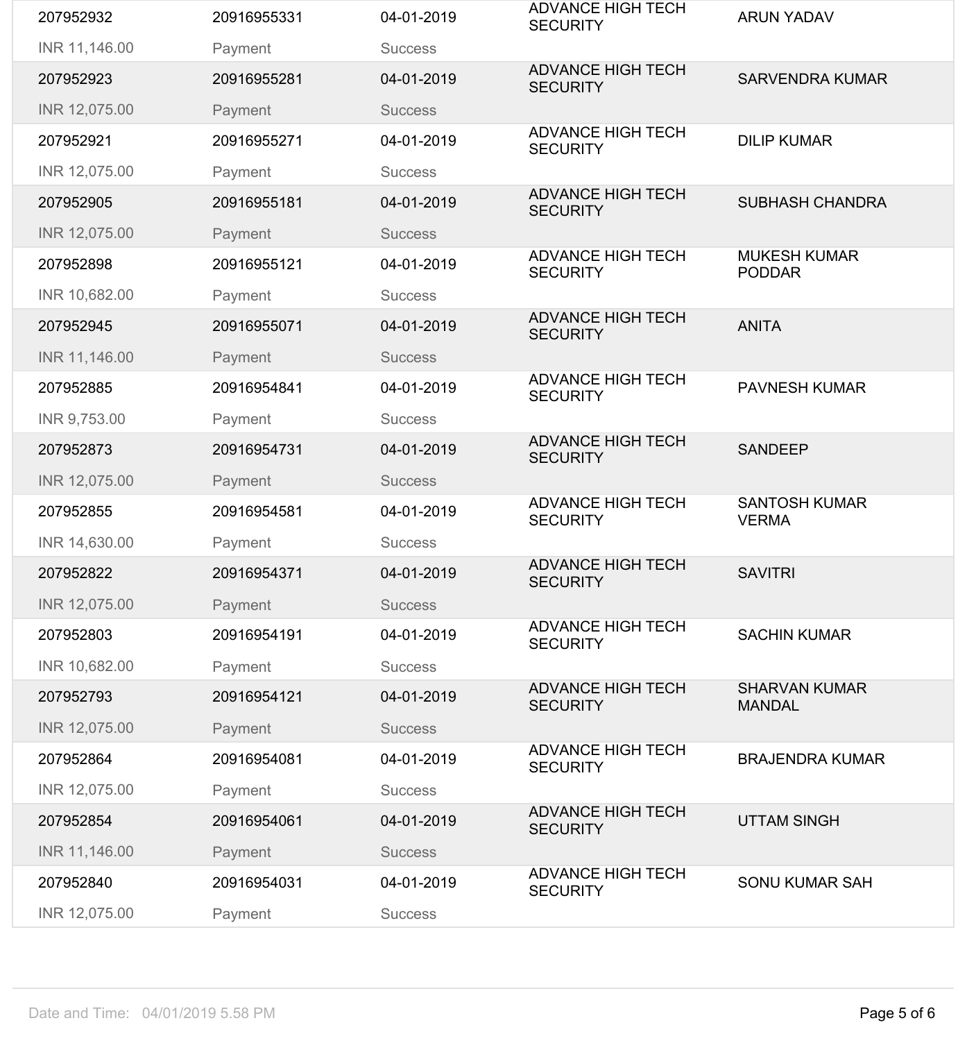| | | | | |
|---|---|---|---|---|
| 207952932<br>INR 11,146.00 | 20916955331<br>Payment | 04-01-2019<br>Success | ADVANCE HIGH TECH SECURITY | ARUN YADAV |
| 207952923<br>INR 12,075.00 | 20916955281<br>Payment | 04-01-2019<br>Success | ADVANCE HIGH TECH SECURITY | SARVENDRA KUMAR |
| 207952921<br>INR 12,075.00 | 20916955271<br>Payment | 04-01-2019<br>Success | ADVANCE HIGH TECH SECURITY | DILIP KUMAR |
| 207952905<br>INR 12,075.00 | 20916955181<br>Payment | 04-01-2019<br>Success | ADVANCE HIGH TECH SECURITY | SUBHASH CHANDRA |
| 207952898<br>INR 10,682.00 | 20916955121<br>Payment | 04-01-2019<br>Success | ADVANCE HIGH TECH SECURITY | MUKESH KUMAR PODDAR |
| 207952945<br>INR 11,146.00 | 20916955071<br>Payment | 04-01-2019<br>Success | ADVANCE HIGH TECH SECURITY | ANITA |
| 207952885<br>INR 9,753.00 | 20916954841<br>Payment | 04-01-2019<br>Success | ADVANCE HIGH TECH SECURITY | PAVNESH KUMAR |
| 207952873<br>INR 12,075.00 | 20916954731<br>Payment | 04-01-2019<br>Success | ADVANCE HIGH TECH SECURITY | SANDEEP |
| 207952855<br>INR 14,630.00 | 20916954581<br>Payment | 04-01-2019<br>Success | ADVANCE HIGH TECH SECURITY | SANTOSH KUMAR VERMA |
| 207952822<br>INR 12,075.00 | 20916954371<br>Payment | 04-01-2019<br>Success | ADVANCE HIGH TECH SECURITY | SAVITRI |
| 207952803<br>INR 10,682.00 | 20916954191<br>Payment | 04-01-2019<br>Success | ADVANCE HIGH TECH SECURITY | SACHIN KUMAR |
| 207952793<br>INR 12,075.00 | 20916954121<br>Payment | 04-01-2019<br>Success | ADVANCE HIGH TECH SECURITY | SHARVAN KUMAR MANDAL |
| 207952864<br>INR 12,075.00 | 20916954081<br>Payment | 04-01-2019<br>Success | ADVANCE HIGH TECH SECURITY | BRAJENDRA KUMAR |
| 207952854<br>INR 11,146.00 | 20916954061<br>Payment | 04-01-2019<br>Success | ADVANCE HIGH TECH SECURITY | UTTAM SINGH |
| 207952840<br>INR 12,075.00 | 20916954031<br>Payment | 04-01-2019<br>Success | ADVANCE HIGH TECH SECURITY | SONU KUMAR SAH |

Date and Time: 04/01/2019 5.58 PM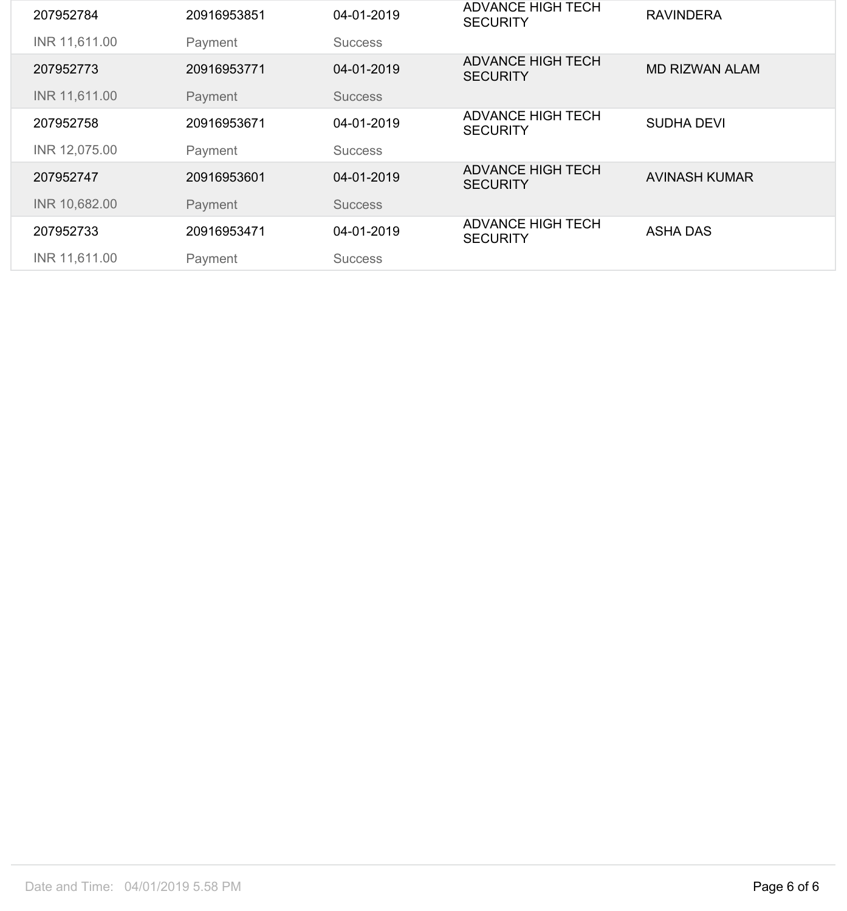| | | | | |
|---|---|---|---|---|
| 207952784 | 20916953851 | 04-01-2019 | ADVANCE HIGH TECH SECURITY | RAVINDERA |
| INR 11,611.00 | Payment | Success | | |
| 207952773 | 20916953771 | 04-01-2019 | ADVANCE HIGH TECH SECURITY | MD RIZWAN ALAM |
| INR 11,611.00 | Payment | Success | | |
| 207952758 | 20916953671 | 04-01-2019 | ADVANCE HIGH TECH SECURITY | SUDHA DEVI |
| INR 12,075.00 | Payment | Success | | |
| 207952747 | 20916953601 | 04-01-2019 | ADVANCE HIGH TECH SECURITY | AVINASH KUMAR |
| INR 10,682.00 | Payment | Success | | |
| 207952733 | 20916953471 | 04-01-2019 | ADVANCE HIGH TECH SECURITY | ASHA DAS |
| INR 11,611.00 | Payment | Success | | |

Date and Time: 04/01/2019 5.58 PM